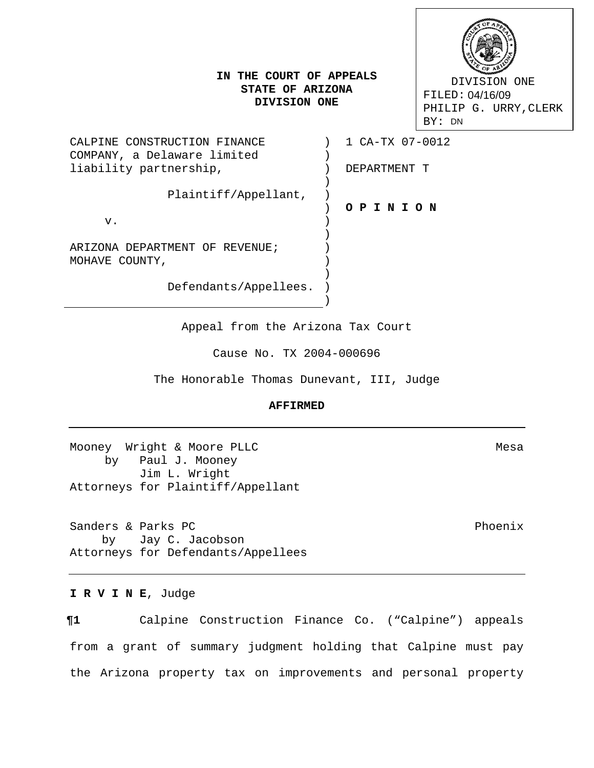DIVISION ONE
FILED: 04/16/09
PHILIP G. URRY, CLERK
BY: DN

**IN THE COURT OF APPEALS**
**STATE OF ARIZONA**
**DIVISION ONE**

| | |
|---|---|
| CALPINE CONSTRUCTION FINANCE COMPANY, a Delaware limited liability partnership, Plaintiff/Appellant, | 1 CA-TX 07-0012 |
| v. | DEPARTMENT T |
| ARIZONA DEPARTMENT OF REVENUE; MOHAVE COUNTY, Defendants/Appellees. | **O P I N I O N** |

Appeal from the Arizona Tax Court

Cause No. TX 2004-000696

The Honorable Thomas Dunevant, III, Judge

**AFFIRMED**

---

Mooney Wright & Moore PLLC — Mesa
by Paul J. Mooney
Jim L. Wright
Attorneys for Plaintiff/Appellant

Sanders & Parks PC — Phoenix
by Jay C. Jacobson
Attorneys for Defendants/Appellees

---

**I R V I N E**, Judge

**¶1** Calpine Construction Finance Co. ("Calpine") appeals from a grant of summary judgment holding that Calpine must pay the Arizona property tax on improvements and personal property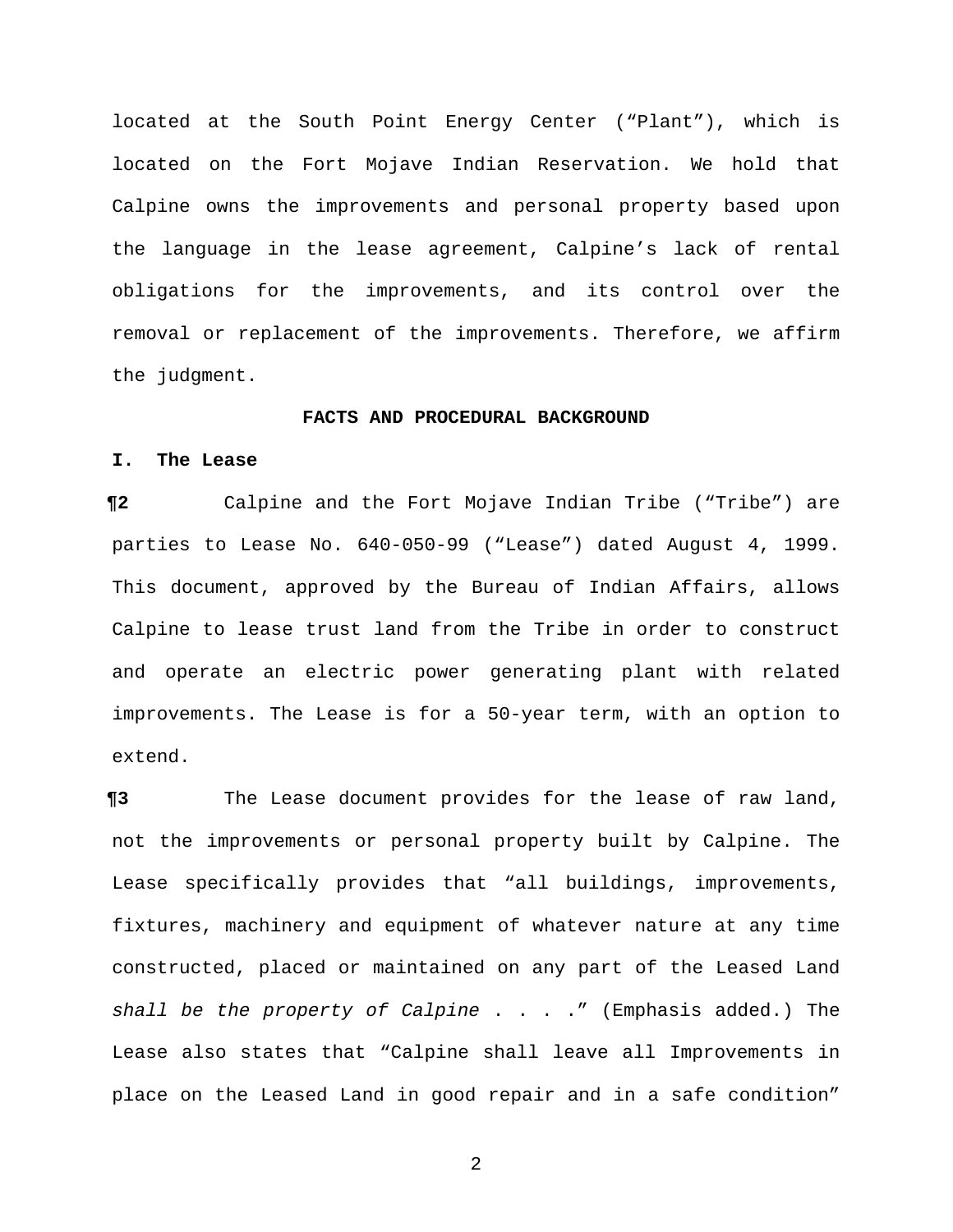located at the South Point Energy Center ("Plant"), which is located on the Fort Mojave Indian Reservation. We hold that Calpine owns the improvements and personal property based upon the language in the lease agreement, Calpine's lack of rental obligations for the improvements, and its control over the removal or replacement of the improvements. Therefore, we affirm the judgment.

## FACTS AND PROCEDURAL BACKGROUND

### I. The Lease

**¶2** Calpine and the Fort Mojave Indian Tribe ("Tribe") are parties to Lease No. 640-050-99 ("Lease") dated August 4, 1999. This document, approved by the Bureau of Indian Affairs, allows Calpine to lease trust land from the Tribe in order to construct and operate an electric power generating plant with related improvements. The Lease is for a 50-year term, with an option to extend.

**¶3** The Lease document provides for the lease of raw land, not the improvements or personal property built by Calpine. The Lease specifically provides that "all buildings, improvements, fixtures, machinery and equipment of whatever nature at any time constructed, placed or maintained on any part of the Leased Land *shall be the property of Calpine* . . . ." (Emphasis added.) The Lease also states that "Calpine shall leave all Improvements in place on the Leased Land in good repair and in a safe condition"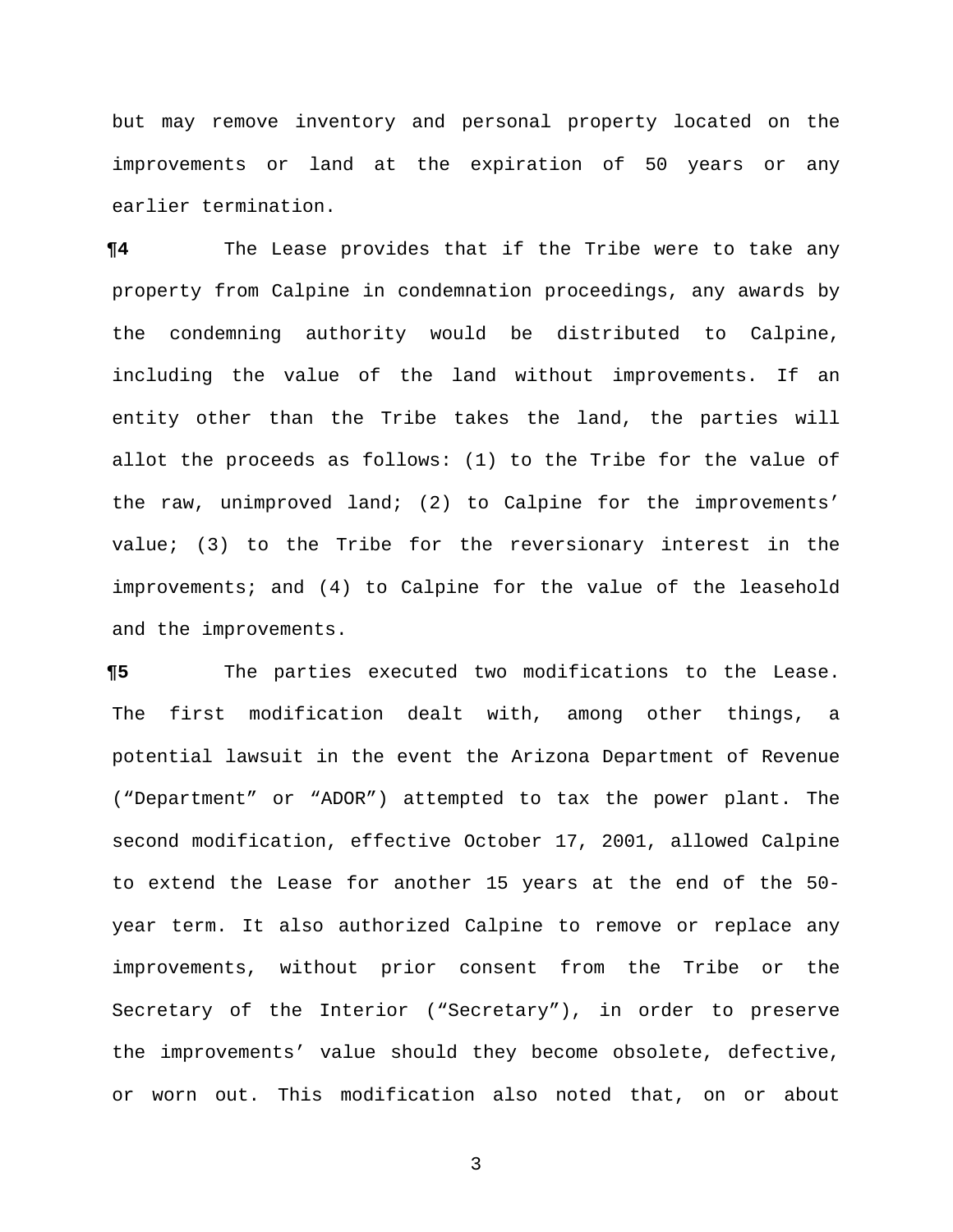but may remove inventory and personal property located on the improvements or land at the expiration of 50 years or any earlier termination.

**¶4** The Lease provides that if the Tribe were to take any property from Calpine in condemnation proceedings, any awards by the condemning authority would be distributed to Calpine, including the value of the land without improvements. If an entity other than the Tribe takes the land, the parties will allot the proceeds as follows: (1) to the Tribe for the value of the raw, unimproved land; (2) to Calpine for the improvements' value; (3) to the Tribe for the reversionary interest in the improvements; and (4) to Calpine for the value of the leasehold and the improvements.

**¶5** The parties executed two modifications to the Lease. The first modification dealt with, among other things, a potential lawsuit in the event the Arizona Department of Revenue ("Department" or "ADOR") attempted to tax the power plant. The second modification, effective October 17, 2001, allowed Calpine to extend the Lease for another 15 years at the end of the 50-year term. It also authorized Calpine to remove or replace any improvements, without prior consent from the Tribe or the Secretary of the Interior ("Secretary"), in order to preserve the improvements' value should they become obsolete, defective, or worn out. This modification also noted that, on or about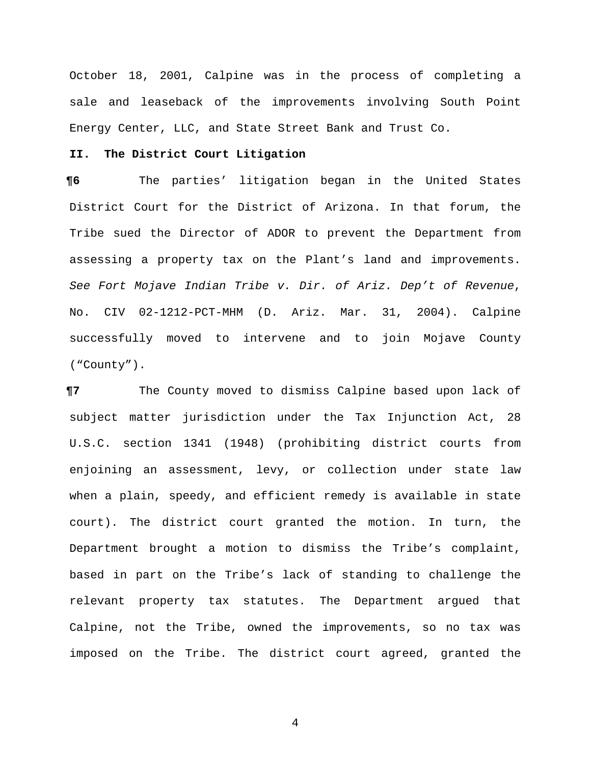October 18, 2001, Calpine was in the process of completing a sale and leaseback of the improvements involving South Point Energy Center, LLC, and State Street Bank and Trust Co.

## II. The District Court Litigation

**¶6** The parties' litigation began in the United States District Court for the District of Arizona. In that forum, the Tribe sued the Director of ADOR to prevent the Department from assessing a property tax on the Plant's land and improvements. *See Fort Mojave Indian Tribe v. Dir. of Ariz. Dep't of Revenue*, No. CIV 02-1212-PCT-MHM (D. Ariz. Mar. 31, 2004). Calpine successfully moved to intervene and to join Mojave County ("County").

**¶7** The County moved to dismiss Calpine based upon lack of subject matter jurisdiction under the Tax Injunction Act, 28 U.S.C. section 1341 (1948) (prohibiting district courts from enjoining an assessment, levy, or collection under state law when a plain, speedy, and efficient remedy is available in state court). The district court granted the motion. In turn, the Department brought a motion to dismiss the Tribe's complaint, based in part on the Tribe's lack of standing to challenge the relevant property tax statutes. The Department argued that Calpine, not the Tribe, owned the improvements, so no tax was imposed on the Tribe. The district court agreed, granted the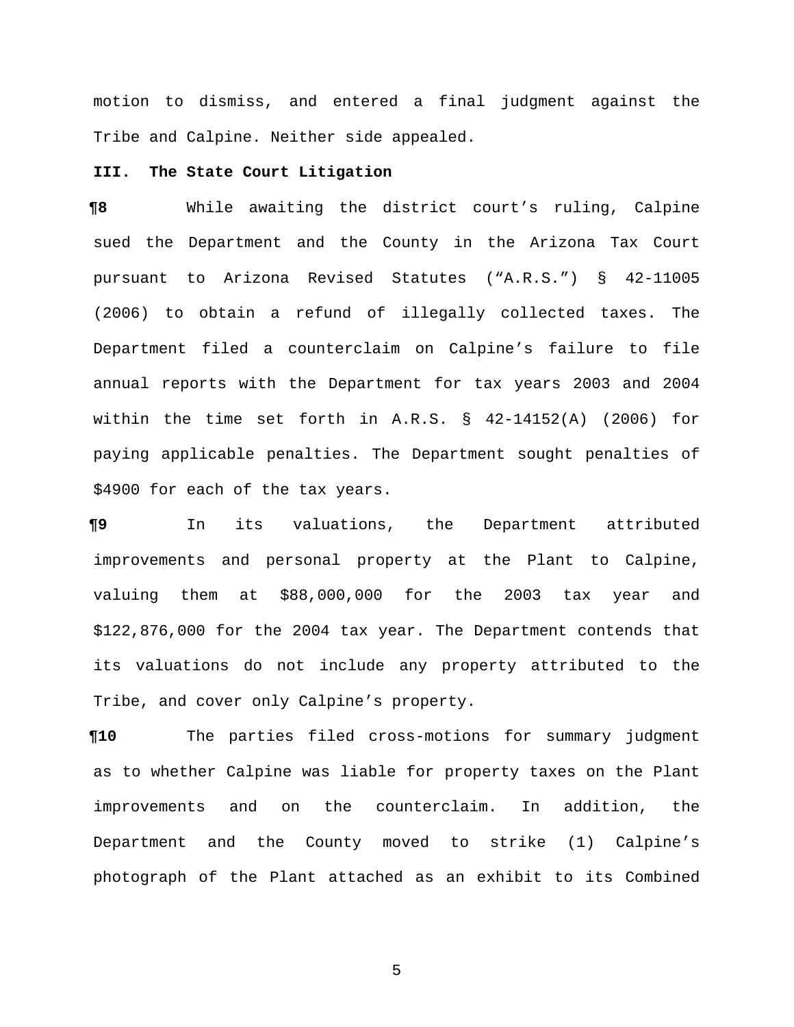motion to dismiss, and entered a final judgment against the Tribe and Calpine. Neither side appealed.

**III. The State Court Litigation**

**¶8** While awaiting the district court's ruling, Calpine sued the Department and the County in the Arizona Tax Court pursuant to Arizona Revised Statutes ("A.R.S.") § 42-11005 (2006) to obtain a refund of illegally collected taxes. The Department filed a counterclaim on Calpine's failure to file annual reports with the Department for tax years 2003 and 2004 within the time set forth in A.R.S. § 42-14152(A) (2006) for paying applicable penalties. The Department sought penalties of $4900 for each of the tax years.

**¶9** In its valuations, the Department attributed improvements and personal property at the Plant to Calpine, valuing them at $88,000,000 for the 2003 tax year and $122,876,000 for the 2004 tax year. The Department contends that its valuations do not include any property attributed to the Tribe, and cover only Calpine's property.

**¶10** The parties filed cross-motions for summary judgment as to whether Calpine was liable for property taxes on the Plant improvements and on the counterclaim. In addition, the Department and the County moved to strike (1) Calpine's photograph of the Plant attached as an exhibit to its Combined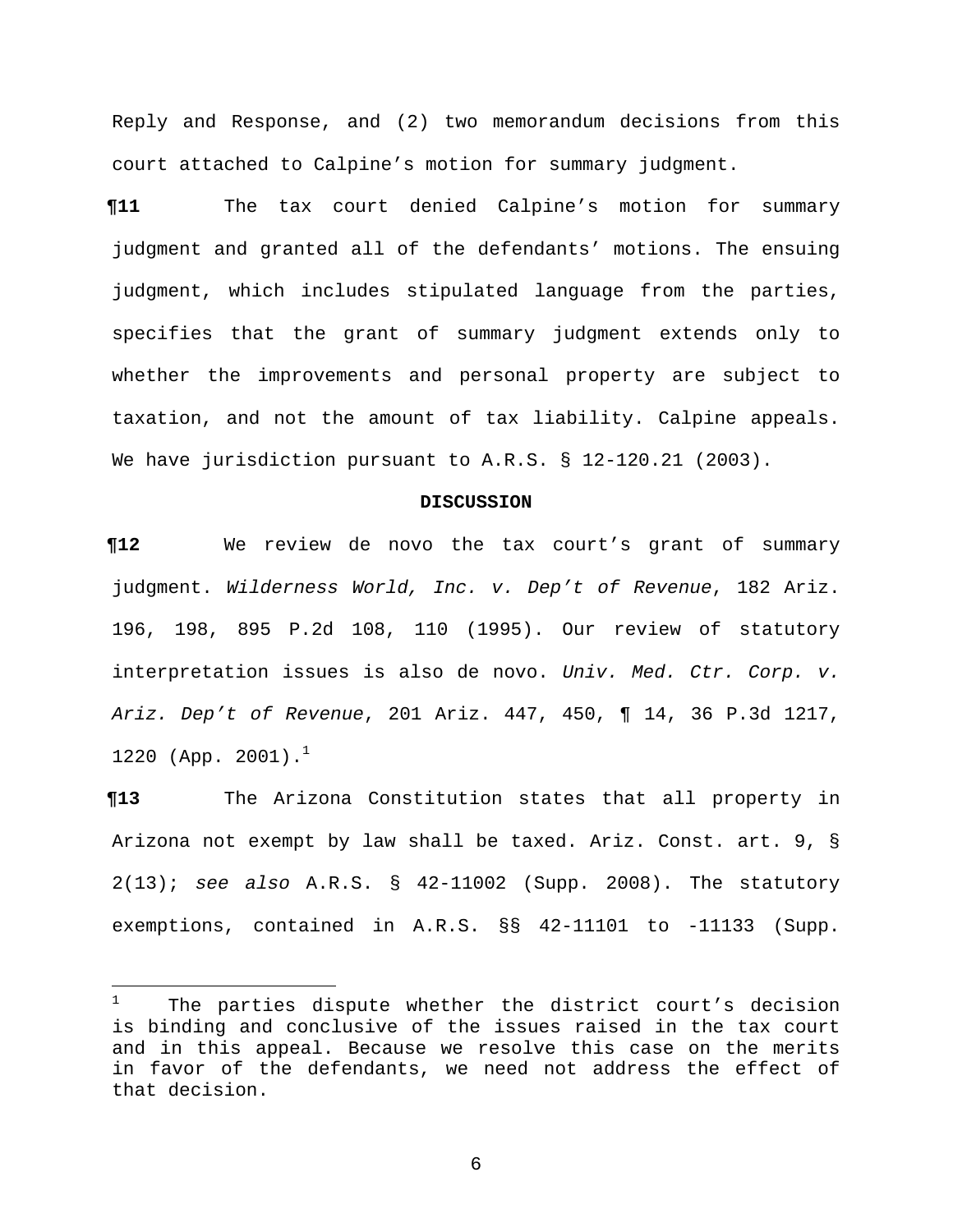Reply and Response, and (2) two memorandum decisions from this court attached to Calpine's motion for summary judgment.

**¶11** The tax court denied Calpine's motion for summary judgment and granted all of the defendants' motions. The ensuing judgment, which includes stipulated language from the parties, specifies that the grant of summary judgment extends only to whether the improvements and personal property are subject to taxation, and not the amount of tax liability. Calpine appeals. We have jurisdiction pursuant to A.R.S. § 12-120.21 (2003).

**DISCUSSION**

**¶12** We review de novo the tax court's grant of summary judgment. *Wilderness World, Inc. v. Dep't of Revenue*, 182 Ariz. 196, 198, 895 P.2d 108, 110 (1995). Our review of statutory interpretation issues is also de novo. *Univ. Med. Ctr. Corp. v. Ariz. Dep't of Revenue*, 201 Ariz. 447, 450, ¶ 14, 36 P.3d 1217, 1220 (App. 2001).[1]

**¶13** The Arizona Constitution states that all property in Arizona not exempt by law shall be taxed. Ariz. Const. art. 9, § 2(13); *see also* A.R.S. § 42-11002 (Supp. 2008). The statutory exemptions, contained in A.R.S. §§ 42-11101 to -11133 (Supp.

---

[1] The parties dispute whether the district court's decision is binding and conclusive of the issues raised in the tax court and in this appeal. Because we resolve this case on the merits in favor of the defendants, we need not address the effect of that decision.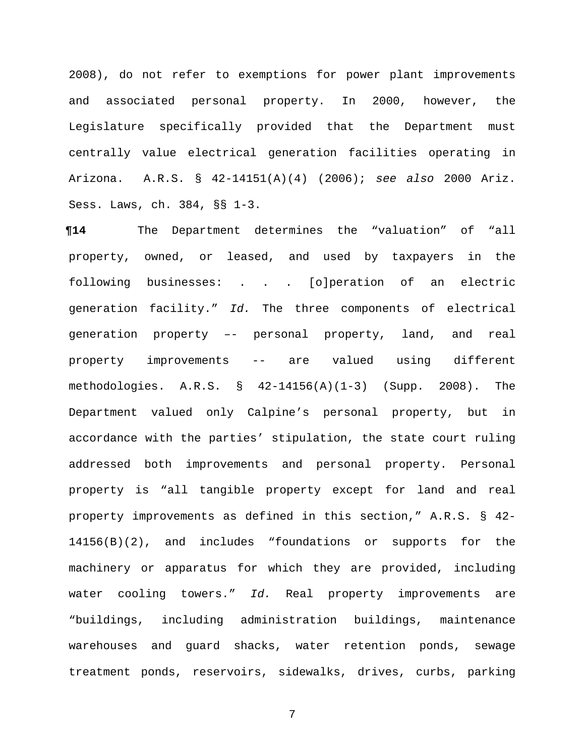2008), do not refer to exemptions for power plant improvements and associated personal property. In 2000, however, the Legislature specifically provided that the Department must centrally value electrical generation facilities operating in Arizona. A.R.S. § 42-14151(A)(4) (2006); *see also* 2000 Ariz. Sess. Laws, ch. 384, §§ 1-3.

**¶14** The Department determines the "valuation" of "all property, owned, or leased, and used by taxpayers in the following businesses: . . . [o]peration of an electric generation facility." *Id.* The three components of electrical generation property –- personal property, land, and real property improvements -- are valued using different methodologies. A.R.S. § 42-14156(A)(1-3) (Supp. 2008). The Department valued only Calpine's personal property, but in accordance with the parties' stipulation, the state court ruling addressed both improvements and personal property. Personal property is "all tangible property except for land and real property improvements as defined in this section," A.R.S. § 42-14156(B)(2), and includes "foundations or supports for the machinery or apparatus for which they are provided, including water cooling towers." *Id.* Real property improvements are "buildings, including administration buildings, maintenance warehouses and guard shacks, water retention ponds, sewage treatment ponds, reservoirs, sidewalks, drives, curbs, parking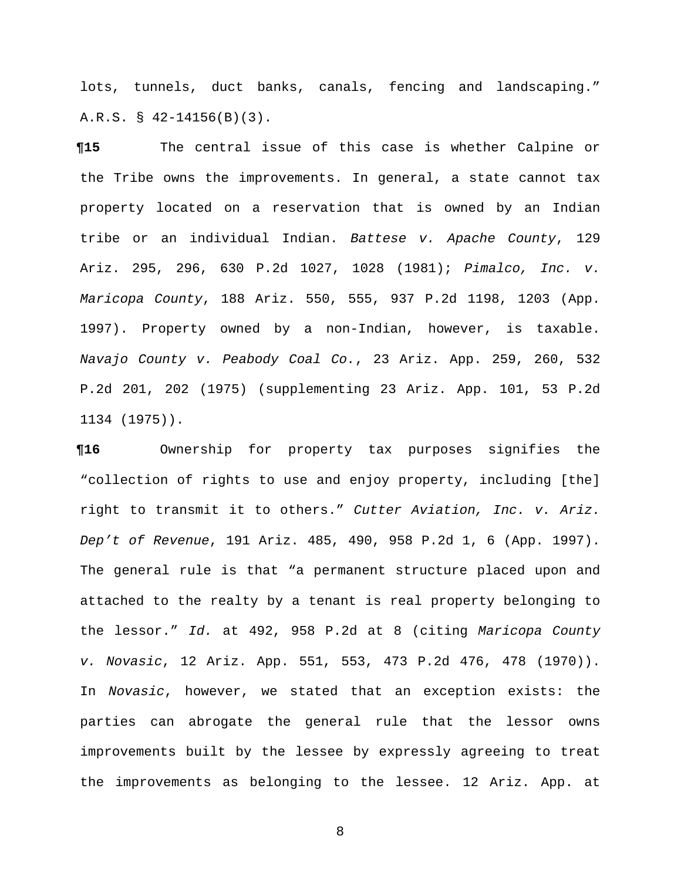lots, tunnels, duct banks, canals, fencing and landscaping." A.R.S. § 42-14156(B)(3).

**¶15** The central issue of this case is whether Calpine or the Tribe owns the improvements. In general, a state cannot tax property located on a reservation that is owned by an Indian tribe or an individual Indian. *Battese v. Apache County*, 129 Ariz. 295, 296, 630 P.2d 1027, 1028 (1981); *Pimalco, Inc. v. Maricopa County*, 188 Ariz. 550, 555, 937 P.2d 1198, 1203 (App. 1997). Property owned by a non-Indian, however, is taxable. *Navajo County v. Peabody Coal Co.*, 23 Ariz. App. 259, 260, 532 P.2d 201, 202 (1975) (supplementing 23 Ariz. App. 101, 53 P.2d 1134 (1975)).

**¶16** Ownership for property tax purposes signifies the "collection of rights to use and enjoy property, including [the] right to transmit it to others." *Cutter Aviation, Inc. v. Ariz. Dep't of Revenue*, 191 Ariz. 485, 490, 958 P.2d 1, 6 (App. 1997). The general rule is that "a permanent structure placed upon and attached to the realty by a tenant is real property belonging to the lessor." *Id.* at 492, 958 P.2d at 8 (citing *Maricopa County v. Novasic*, 12 Ariz. App. 551, 553, 473 P.2d 476, 478 (1970)). In *Novasic*, however, we stated that an exception exists: the parties can abrogate the general rule that the lessor owns improvements built by the lessee by expressly agreeing to treat the improvements as belonging to the lessee. 12 Ariz. App. at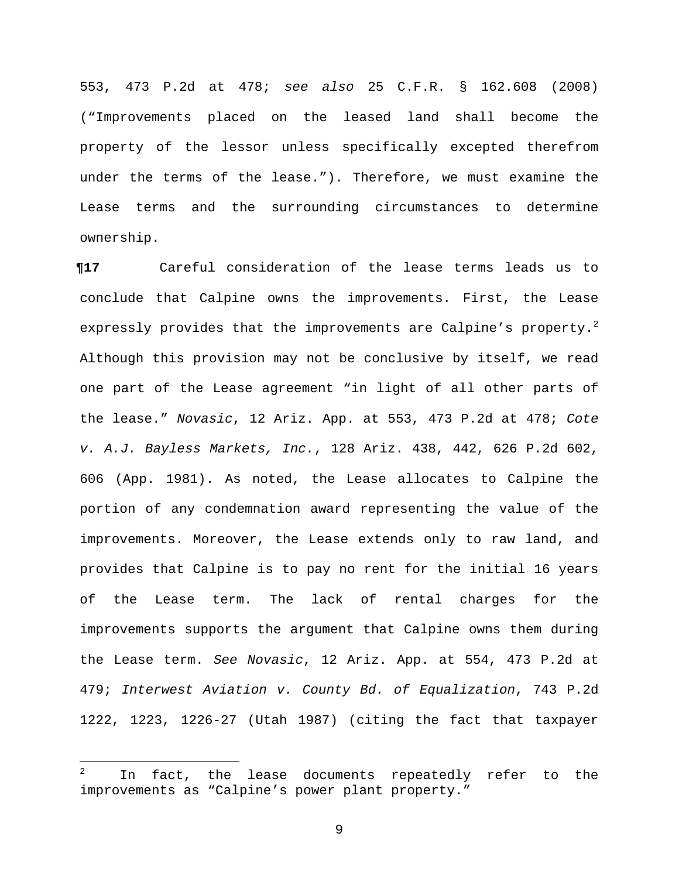553, 473 P.2d at 478; *see also* 25 C.F.R. § 162.608 (2008) ("Improvements placed on the leased land shall become the property of the lessor unless specifically excepted therefrom under the terms of the lease."). Therefore, we must examine the Lease terms and the surrounding circumstances to determine ownership.

**¶17** Careful consideration of the lease terms leads us to conclude that Calpine owns the improvements. First, the Lease expressly provides that the improvements are Calpine's property.[2] Although this provision may not be conclusive by itself, we read one part of the Lease agreement "in light of all other parts of the lease." *Novasic*, 12 Ariz. App. at 553, 473 P.2d at 478; *Cote v. A.J. Bayless Markets, Inc.*, 128 Ariz. 438, 442, 626 P.2d 602, 606 (App. 1981). As noted, the Lease allocates to Calpine the portion of any condemnation award representing the value of the improvements. Moreover, the Lease extends only to raw land, and provides that Calpine is to pay no rent for the initial 16 years of the Lease term. The lack of rental charges for the improvements supports the argument that Calpine owns them during the Lease term. *See Novasic*, 12 Ariz. App. at 554, 473 P.2d at 479; *Interwest Aviation v. County Bd. of Equalization*, 743 P.2d 1222, 1223, 1226-27 (Utah 1987) (citing the fact that taxpayer

---

[2] In fact, the lease documents repeatedly refer to the improvements as "Calpine's power plant property."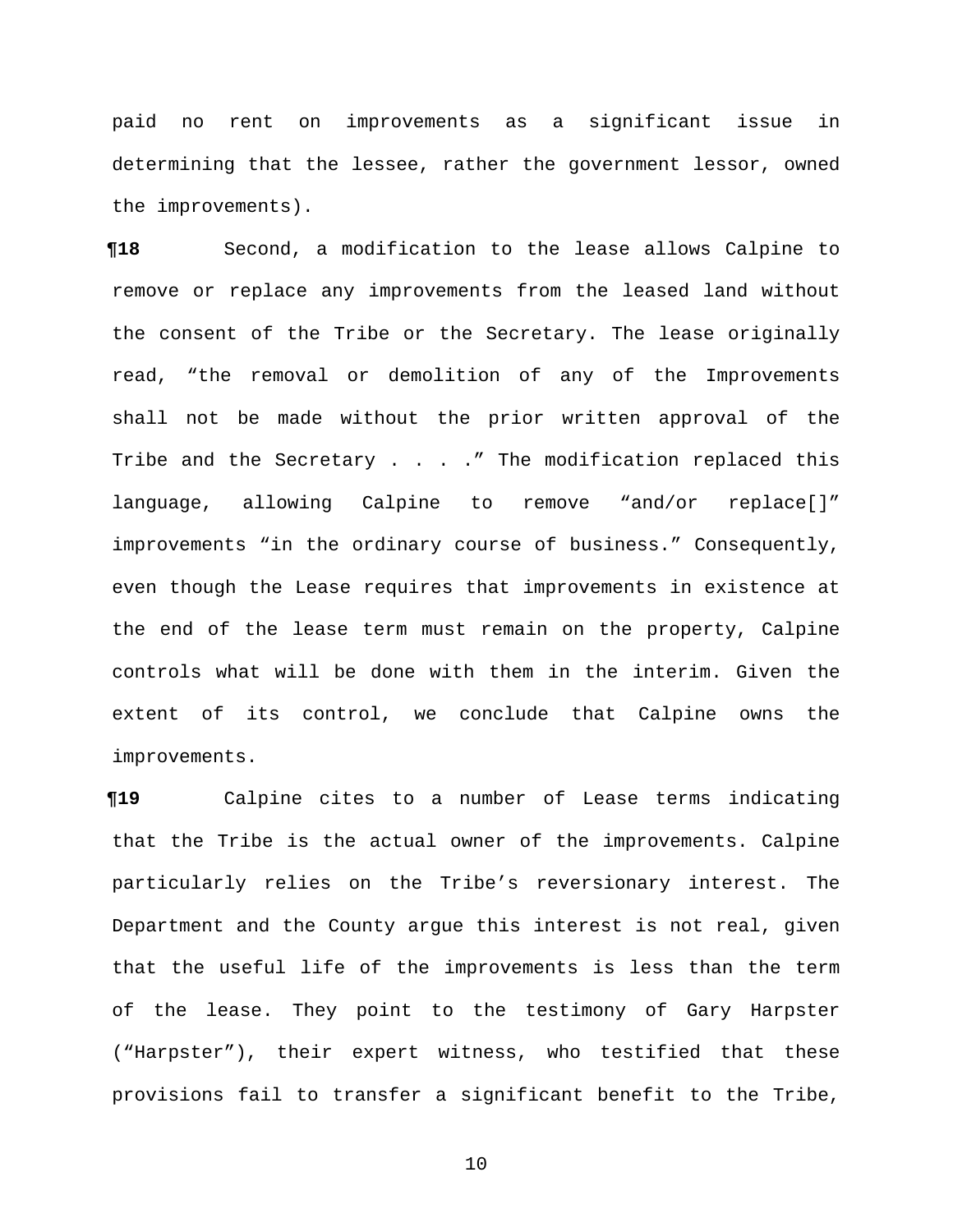paid no rent on improvements as a significant issue in determining that the lessee, rather the government lessor, owned the improvements).

**¶18** Second, a modification to the lease allows Calpine to remove or replace any improvements from the leased land without the consent of the Tribe or the Secretary. The lease originally read, “the removal or demolition of any of the Improvements shall not be made without the prior written approval of the Tribe and the Secretary . . . .” The modification replaced this language, allowing Calpine to remove “and/or replace[]” improvements “in the ordinary course of business.” Consequently, even though the Lease requires that improvements in existence at the end of the lease term must remain on the property, Calpine controls what will be done with them in the interim. Given the extent of its control, we conclude that Calpine owns the improvements.

**¶19** Calpine cites to a number of Lease terms indicating that the Tribe is the actual owner of the improvements. Calpine particularly relies on the Tribe’s reversionary interest. The Department and the County argue this interest is not real, given that the useful life of the improvements is less than the term of the lease. They point to the testimony of Gary Harpster (“Harpster”), their expert witness, who testified that these provisions fail to transfer a significant benefit to the Tribe,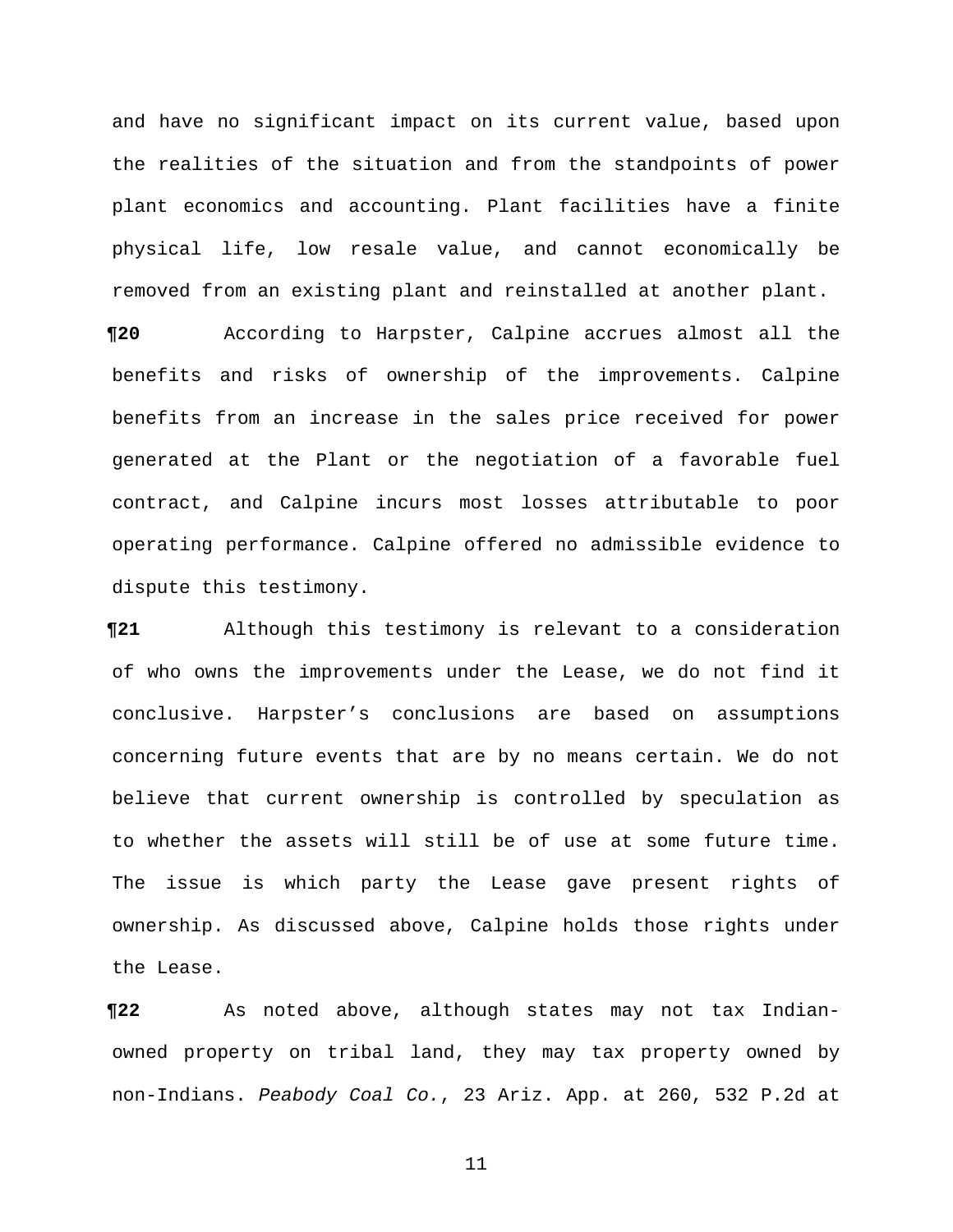and have no significant impact on its current value, based upon the realities of the situation and from the standpoints of power plant economics and accounting. Plant facilities have a finite physical life, low resale value, and cannot economically be removed from an existing plant and reinstalled at another plant.

**¶20** According to Harpster, Calpine accrues almost all the benefits and risks of ownership of the improvements. Calpine benefits from an increase in the sales price received for power generated at the Plant or the negotiation of a favorable fuel contract, and Calpine incurs most losses attributable to poor operating performance. Calpine offered no admissible evidence to dispute this testimony.

**¶21** Although this testimony is relevant to a consideration of who owns the improvements under the Lease, we do not find it conclusive. Harpster's conclusions are based on assumptions concerning future events that are by no means certain. We do not believe that current ownership is controlled by speculation as to whether the assets will still be of use at some future time. The issue is which party the Lease gave present rights of ownership. As discussed above, Calpine holds those rights under the Lease.

**¶22** As noted above, although states may not tax Indian-owned property on tribal land, they may tax property owned by non-Indians. *Peabody Coal Co.*, 23 Ariz. App. at 260, 532 P.2d at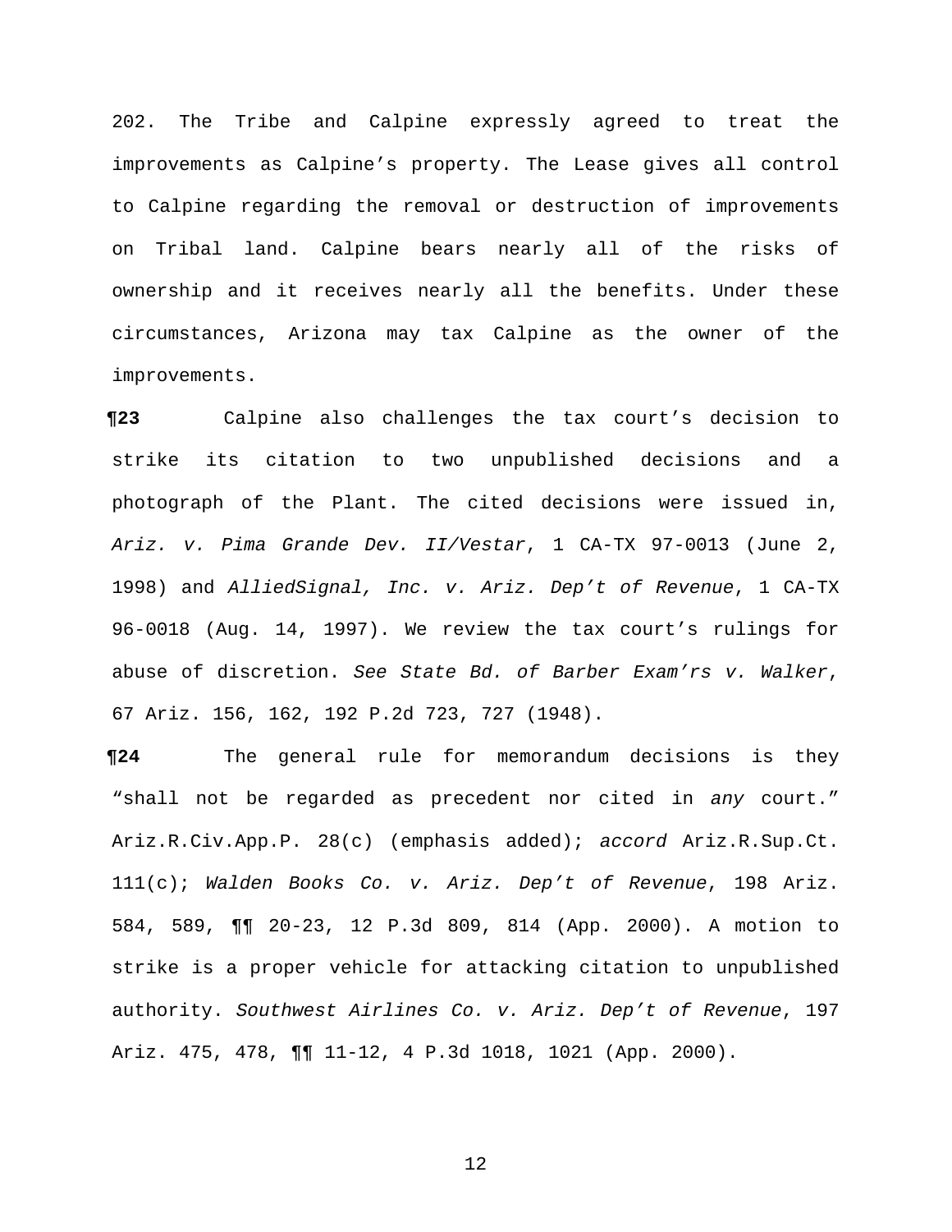202. The Tribe and Calpine expressly agreed to treat the improvements as Calpine's property. The Lease gives all control to Calpine regarding the removal or destruction of improvements on Tribal land. Calpine bears nearly all of the risks of ownership and it receives nearly all the benefits. Under these circumstances, Arizona may tax Calpine as the owner of the improvements.

**¶23** Calpine also challenges the tax court's decision to strike its citation to two unpublished decisions and a photograph of the Plant. The cited decisions were issued in, *Ariz. v. Pima Grande Dev. II/Vestar*, 1 CA-TX 97-0013 (June 2, 1998) and *AlliedSignal, Inc. v. Ariz. Dep't of Revenue*, 1 CA-TX 96-0018 (Aug. 14, 1997). We review the tax court's rulings for abuse of discretion. *See State Bd. of Barber Exam'rs v. Walker*, 67 Ariz. 156, 162, 192 P.2d 723, 727 (1948).

**¶24** The general rule for memorandum decisions is they "shall not be regarded as precedent nor cited in *any* court." Ariz.R.Civ.App.P. 28(c) (emphasis added); *accord* Ariz.R.Sup.Ct. 111(c); *Walden Books Co. v. Ariz. Dep't of Revenue*, 198 Ariz. 584, 589, ¶¶ 20-23, 12 P.3d 809, 814 (App. 2000). A motion to strike is a proper vehicle for attacking citation to unpublished authority. *Southwest Airlines Co. v. Ariz. Dep't of Revenue*, 197 Ariz. 475, 478, ¶¶ 11-12, 4 P.3d 1018, 1021 (App. 2000).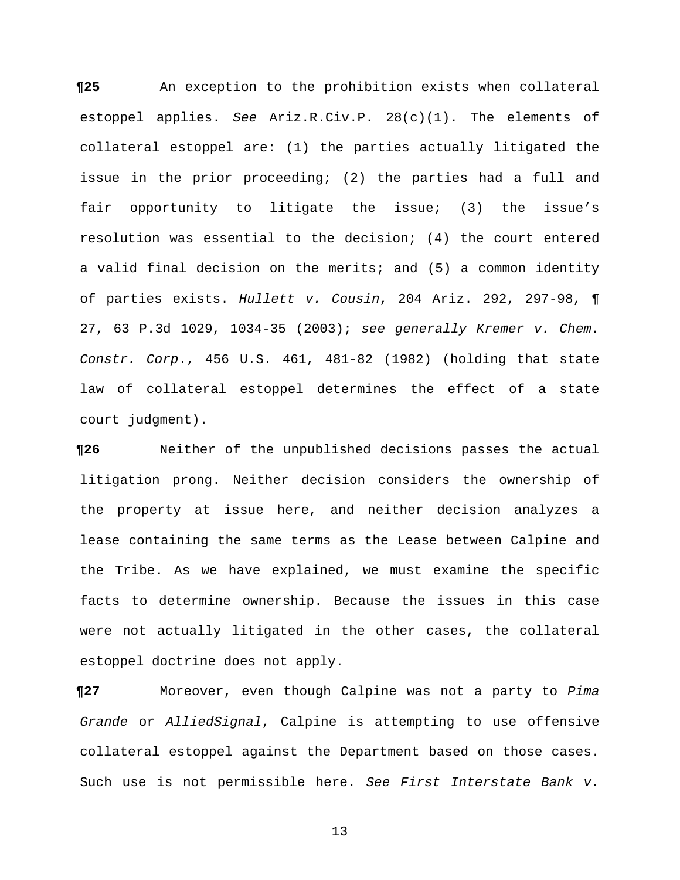**¶25** An exception to the prohibition exists when collateral estoppel applies. *See* Ariz.R.Civ.P. 28(c)(1). The elements of collateral estoppel are: (1) the parties actually litigated the issue in the prior proceeding; (2) the parties had a full and fair opportunity to litigate the issue; (3) the issue's resolution was essential to the decision; (4) the court entered a valid final decision on the merits; and (5) a common identity of parties exists. *Hullett v. Cousin*, 204 Ariz. 292, 297-98, ¶ 27, 63 P.3d 1029, 1034-35 (2003); *see generally Kremer v. Chem. Constr. Corp.*, 456 U.S. 461, 481-82 (1982) (holding that state law of collateral estoppel determines the effect of a state court judgment).

**¶26** Neither of the unpublished decisions passes the actual litigation prong. Neither decision considers the ownership of the property at issue here, and neither decision analyzes a lease containing the same terms as the Lease between Calpine and the Tribe. As we have explained, we must examine the specific facts to determine ownership. Because the issues in this case were not actually litigated in the other cases, the collateral estoppel doctrine does not apply.

**¶27** Moreover, even though Calpine was not a party to *Pima Grande* or *AlliedSignal*, Calpine is attempting to use offensive collateral estoppel against the Department based on those cases. Such use is not permissible here. *See First Interstate Bank v.*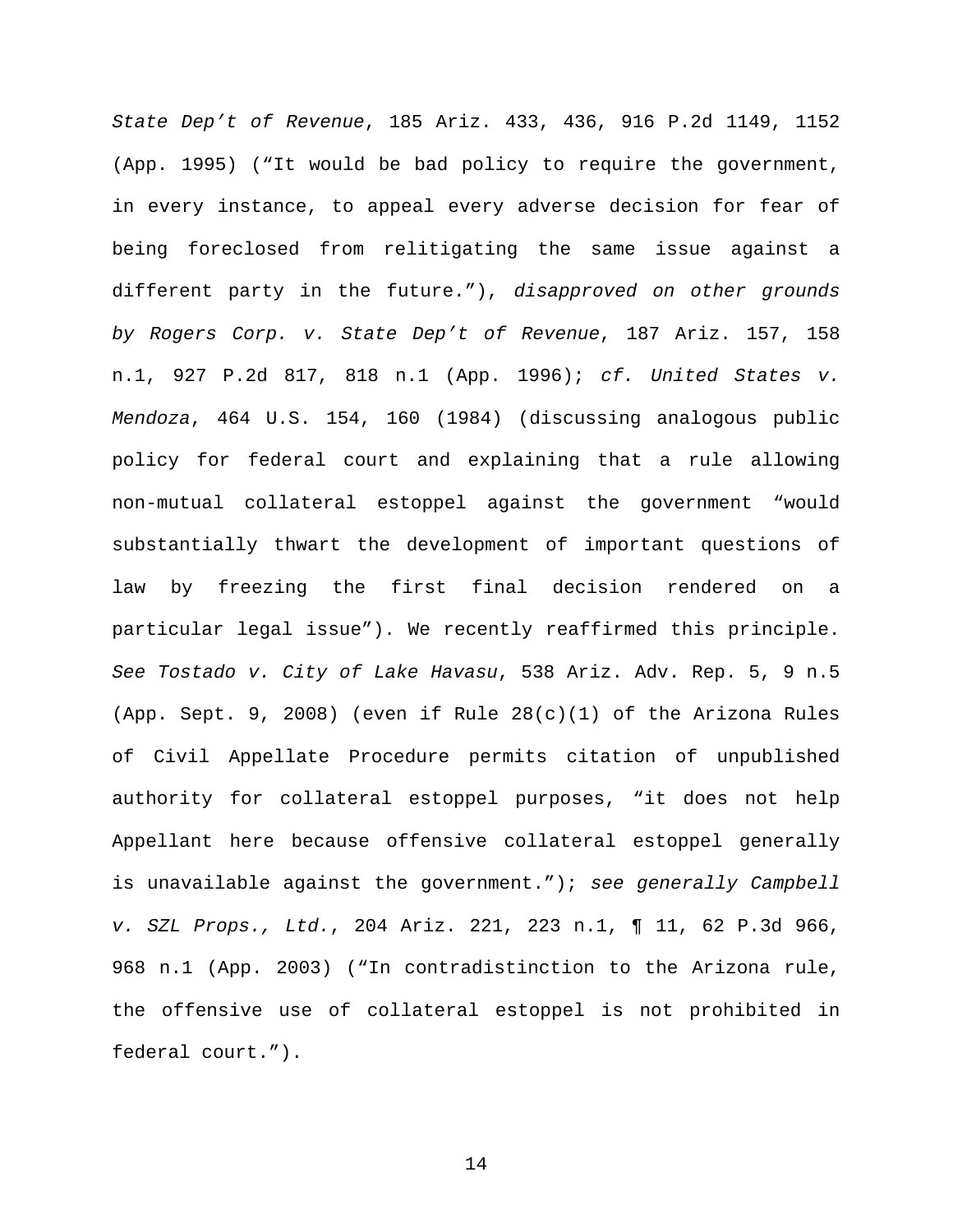*State Dep't of Revenue*, 185 Ariz. 433, 436, 916 P.2d 1149, 1152 (App. 1995) ("It would be bad policy to require the government, in every instance, to appeal every adverse decision for fear of being foreclosed from relitigating the same issue against a different party in the future."), *disapproved on other grounds by Rogers Corp. v. State Dep't of Revenue*, 187 Ariz. 157, 158 n.1, 927 P.2d 817, 818 n.1 (App. 1996); *cf. United States v. Mendoza*, 464 U.S. 154, 160 (1984) (discussing analogous public policy for federal court and explaining that a rule allowing non-mutual collateral estoppel against the government "would substantially thwart the development of important questions of law by freezing the first final decision rendered on a particular legal issue"). We recently reaffirmed this principle. *See Tostado v. City of Lake Havasu*, 538 Ariz. Adv. Rep. 5, 9 n.5 (App. Sept. 9, 2008) (even if Rule 28(c)(1) of the Arizona Rules of Civil Appellate Procedure permits citation of unpublished authority for collateral estoppel purposes, "it does not help Appellant here because offensive collateral estoppel generally is unavailable against the government."); *see generally Campbell v. SZL Props., Ltd.*, 204 Ariz. 221, 223 n.1, ¶ 11, 62 P.3d 966, 968 n.1 (App. 2003) ("In contradistinction to the Arizona rule, the offensive use of collateral estoppel is not prohibited in federal court.").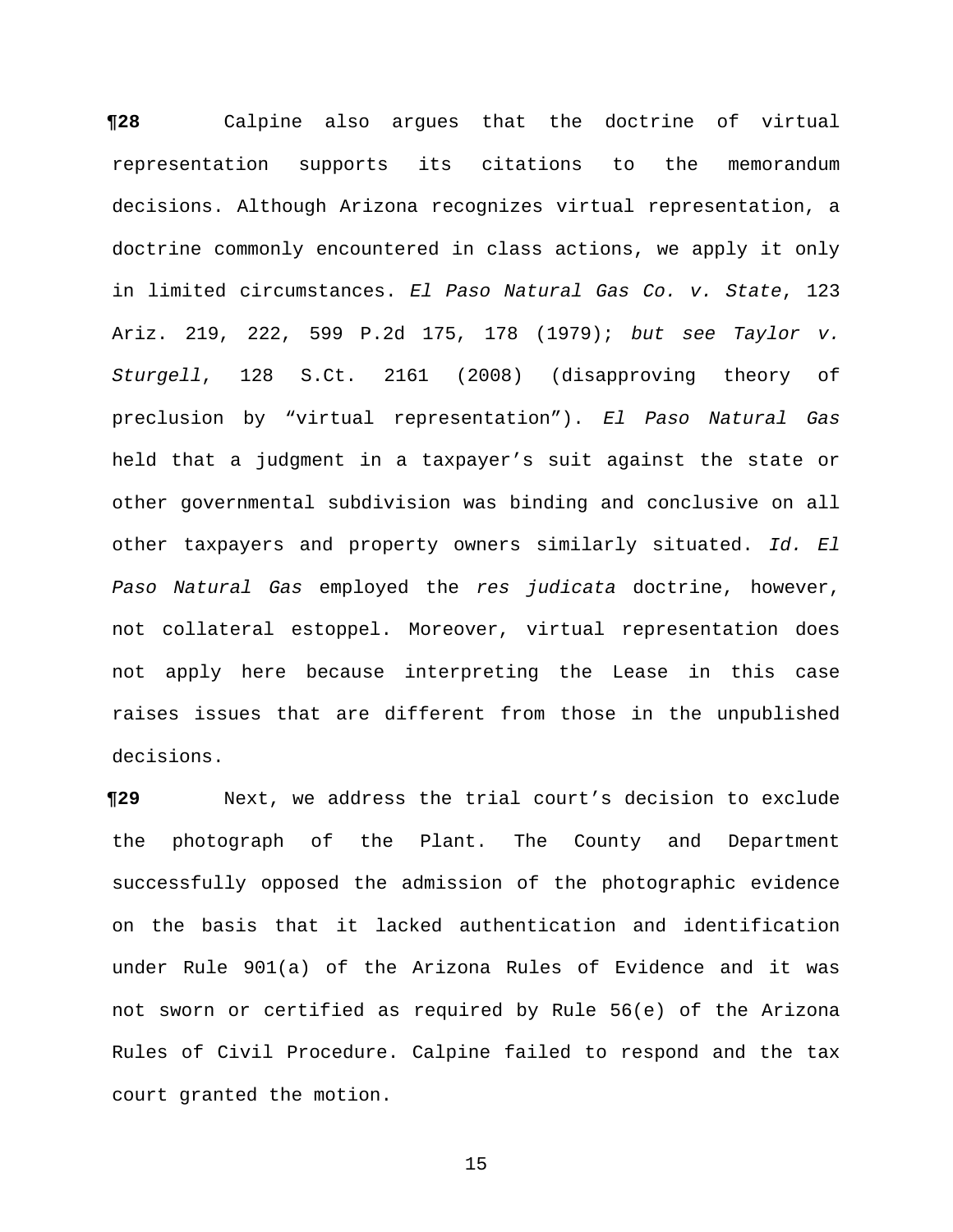**¶28** Calpine also argues that the doctrine of virtual representation supports its citations to the memorandum decisions. Although Arizona recognizes virtual representation, a doctrine commonly encountered in class actions, we apply it only in limited circumstances. *El Paso Natural Gas Co. v. State*, 123 Ariz. 219, 222, 599 P.2d 175, 178 (1979); *but see Taylor v. Sturgell*, 128 S.Ct. 2161 (2008) (disapproving theory of preclusion by "virtual representation"). *El Paso Natural Gas* held that a judgment in a taxpayer's suit against the state or other governmental subdivision was binding and conclusive on all other taxpayers and property owners similarly situated. *Id. El Paso Natural Gas* employed the *res judicata* doctrine, however, not collateral estoppel. Moreover, virtual representation does not apply here because interpreting the Lease in this case raises issues that are different from those in the unpublished decisions.

**¶29** Next, we address the trial court's decision to exclude the photograph of the Plant. The County and Department successfully opposed the admission of the photographic evidence on the basis that it lacked authentication and identification under Rule 901(a) of the Arizona Rules of Evidence and it was not sworn or certified as required by Rule 56(e) of the Arizona Rules of Civil Procedure. Calpine failed to respond and the tax court granted the motion.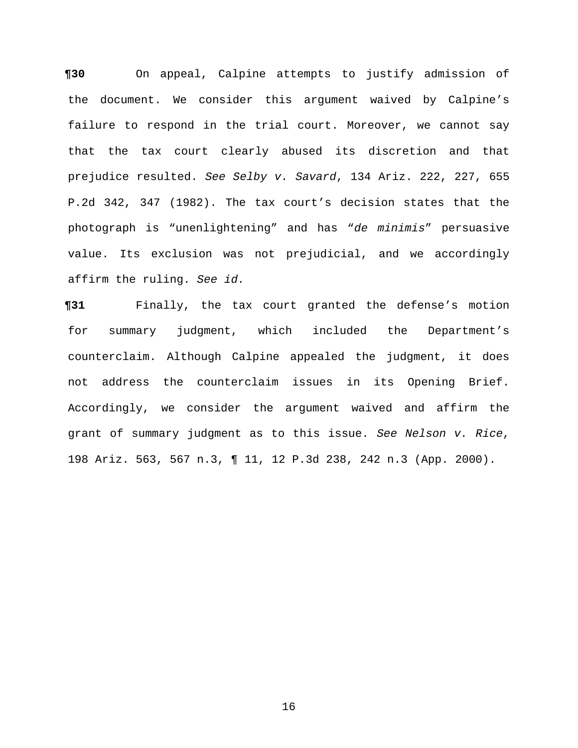**¶30** On appeal, Calpine attempts to justify admission of the document. We consider this argument waived by Calpine's failure to respond in the trial court. Moreover, we cannot say that the tax court clearly abused its discretion and that prejudice resulted. *See Selby v. Savard*, 134 Ariz. 222, 227, 655 P.2d 342, 347 (1982). The tax court's decision states that the photograph is "unenlightening" and has "*de minimis*" persuasive value. Its exclusion was not prejudicial, and we accordingly affirm the ruling. *See id.*

**¶31** Finally, the tax court granted the defense's motion for summary judgment, which included the Department's counterclaim. Although Calpine appealed the judgment, it does not address the counterclaim issues in its Opening Brief. Accordingly, we consider the argument waived and affirm the grant of summary judgment as to this issue. *See Nelson v. Rice*, 198 Ariz. 563, 567 n.3, ¶ 11, 12 P.3d 238, 242 n.3 (App. 2000).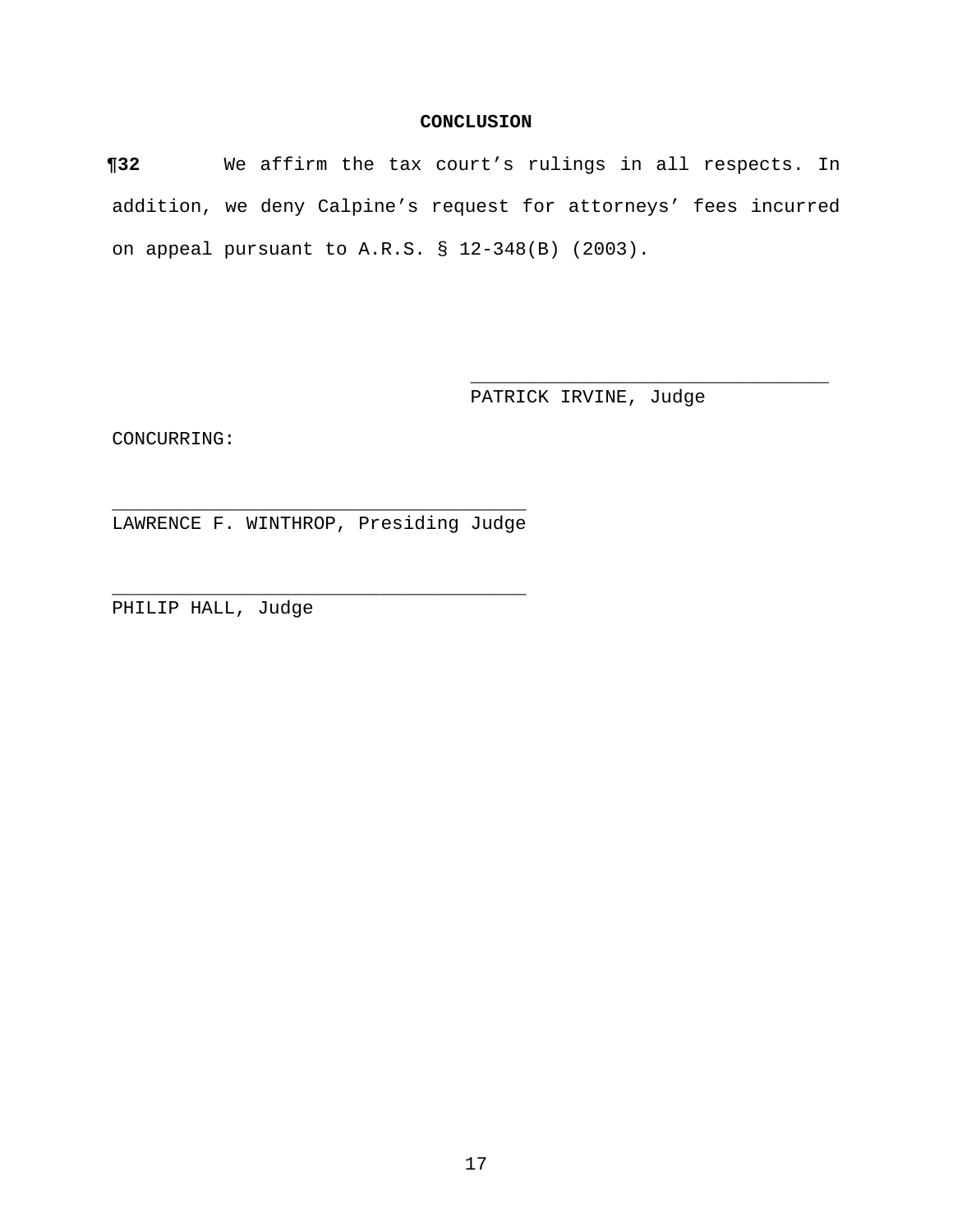## CONCLUSION

**¶32** We affirm the tax court's rulings in all respects. In addition, we deny Calpine's request for attorneys' fees incurred on appeal pursuant to A.R.S. § 12-348(B) (2003).

\_\_\_\_\_\_\_\_\_\_\_\_\_\_\_\_\_\_\_\_\_\_\_\_\_\_\_\_\_\_\_\_
PATRICK IRVINE, Judge

CONCURRING:

\_\_\_\_\_\_\_\_\_\_\_\_\_\_\_\_\_\_\_\_\_\_\_\_\_\_\_\_\_\_\_\_\_\_\_\_\_\_
LAWRENCE F. WINTHROP, Presiding Judge

\_\_\_\_\_\_\_\_\_\_\_\_\_\_\_\_\_\_\_\_\_\_\_\_\_\_\_\_\_\_\_\_\_\_\_\_\_\_
PHILIP HALL, Judge